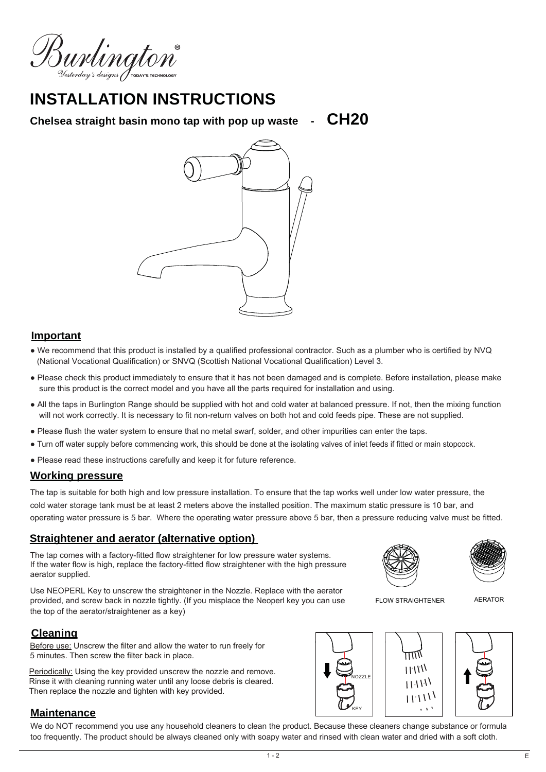Burlington®
Yesterday's designs TODAY'S TECHNOLOGY

# INSTALLATION INSTRUCTIONS

**Chelsea straight basin mono tap with pop up waste - CH20**

## Important

- We recommend that this product is installed by a qualified professional contractor. Such as a plumber who is certified by NVQ (National Vocational Qualification) or SNVQ (Scottish National Vocational Qualification) Level 3.
- Please check this product immediately to ensure that it has not been damaged and is complete. Before installation, please make sure this product is the correct model and you have all the parts required for installation and using.
- All the taps in Burlington Range should be supplied with hot and cold water at balanced pressure. If not, then the mixing function will not work correctly. It is necessary to fit non-return valves on both hot and cold feeds pipe. These are not supplied.
- Please flush the water system to ensure that no metal swarf, solder, and other impurities can enter the taps.
- Turn off water supply before commencing work, this should be done at the isolating valves of inlet feeds if fitted or main stopcock.
- Please read these instructions carefully and keep it for future reference.

## Working pressure

The tap is suitable for both high and low pressure installation. To ensure that the tap works well under low water pressure, the cold water storage tank must be at least 2 meters above the installed position. The maximum static pressure is 10 bar, and operating water pressure is 5 bar. Where the operating water pressure above 5 bar, then a pressure reducing valve must be fitted.

## Straightener and aerator (alternative option)

The tap comes with a factory-fitted flow straightener for low pressure water systems. If the water flow is high, replace the factory-fitted flow straightener with the high pressure aerator supplied.

Use NEOPERL Key to unscrew the straightener in the Nozzle. Replace with the aerator provided, and screw back in nozzle tightly. (If you misplace the Neoperl key you can use the top of the aerator/straightener as a key)

FLOW STRAIGHTENER AERATOR

## Cleaning

Before use: Unscrew the filter and allow the water to run freely for 5 minutes. Then screw the filter back in place.

Periodically: Using the key provided unscrew the nozzle and remove. Rinse it with cleaning running water until any loose debris is cleared. Then replace the nozzle and tighten with key provided.

NOZZLE KEY

## Maintenance

We do NOT recommend you use any household cleaners to clean the product. Because these cleaners change substance or formula too frequently. The product should be always cleaned only with soapy water and rinsed with clean water and dried with a soft cloth.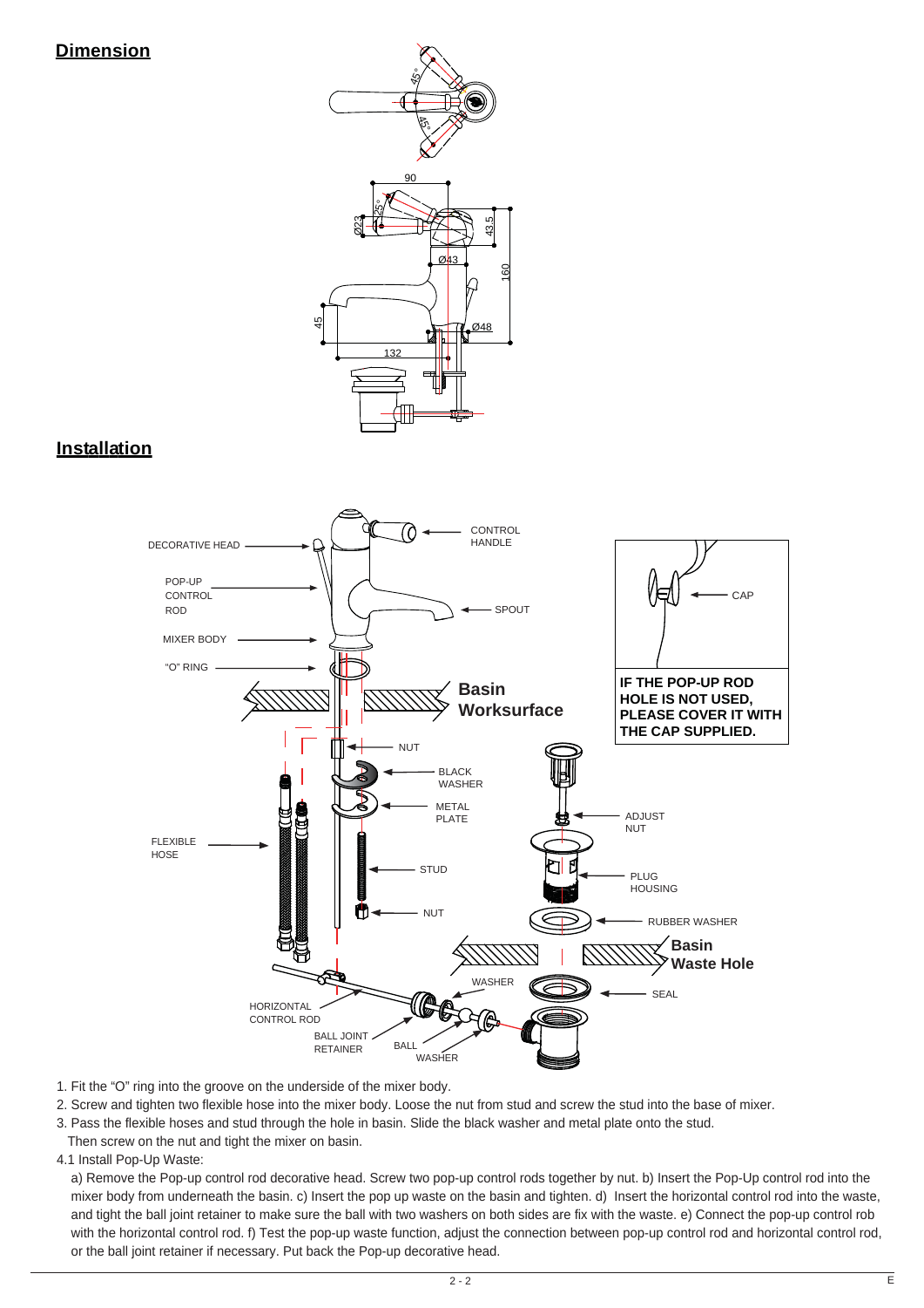## Dimension

45°
45°
90
25°
Ø23
43.5
Ø43
160
45
Ø48
132

## Installation

CONTROL HANDLE
DECORATIVE HEAD
POP-UP CONTROL ROD
SPOUT
MIXER BODY
"O" RING
Basin Worksurface
CAP

**IF THE POP-UP ROD HOLE IS NOT USED, PLEASE COVER IT WITH THE CAP SUPPLIED.**

NUT
BLACK WASHER
METAL PLATE
ADJUST NUT
FLEXIBLE HOSE
STUD
PLUG HOUSING
NUT
RUBBER WASHER
Basin Waste Hole
WASHER
SEAL
HORIZONTAL CONTROL ROD
BALL JOINT RETAINER
BALL
WASHER

1. Fit the "O" ring into the groove on the underside of the mixer body.
2. Screw and tighten two flexible hose into the mixer body. Loose the nut from stud and screw the stud into the base of mixer.
3. Pass the flexible hoses and stud through the hole in basin. Slide the black washer and metal plate onto the stud. Then screw on the nut and tight the mixer on basin.

4.1 Install Pop-Up Waste:

a) Remove the Pop-up control rod decorative head. Screw two pop-up control rods together by nut. b) Insert the Pop-Up control rod into the mixer body from underneath the basin. c) Insert the pop up waste on the basin and tighten. d) Insert the horizontal control rod into the waste, and tight the ball joint retainer to make sure the ball with two washers on both sides are fix with the waste. e) Connect the pop-up control rob with the horizontal control rod. f) Test the pop-up waste function, adjust the connection between pop-up control rod and horizontal control rod, or the ball joint retainer if necessary. Put back the Pop-up decorative head.